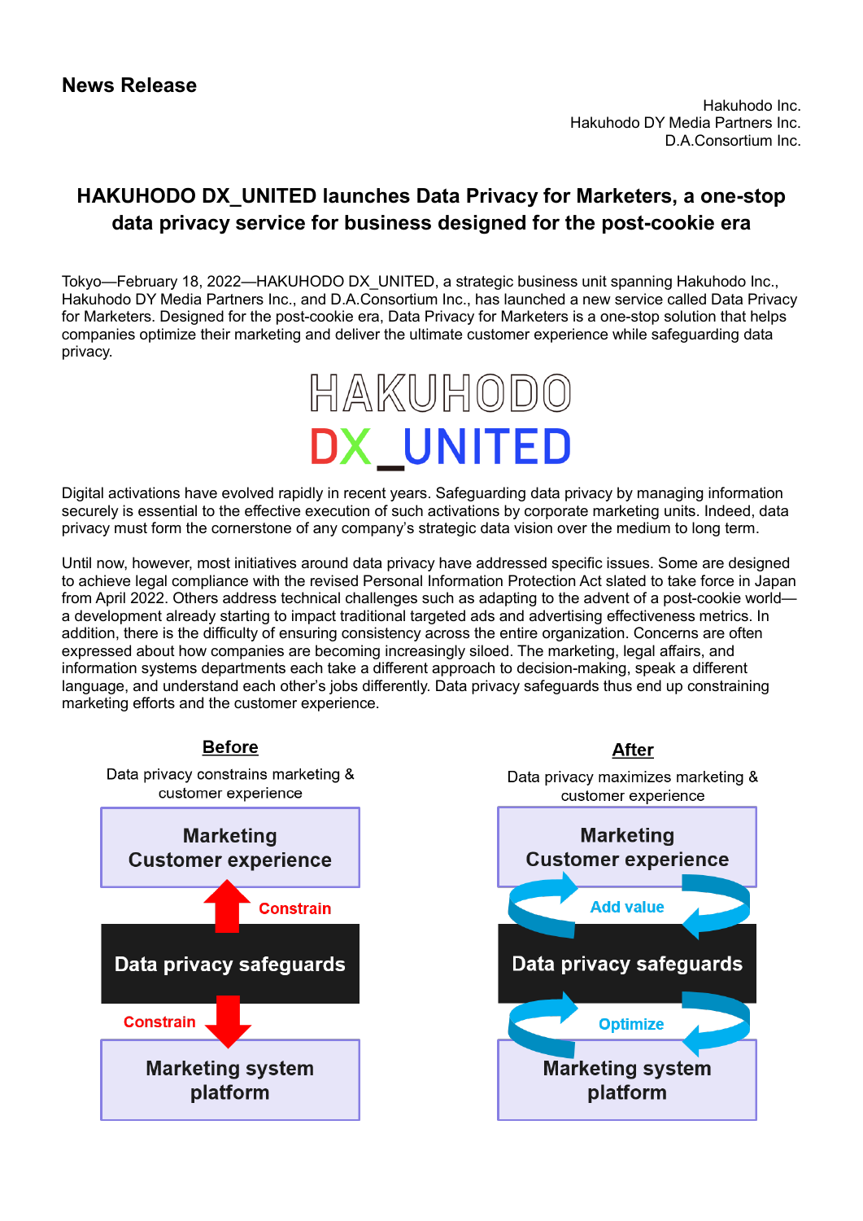**News Release**

Hakuhodo Inc.
Hakuhodo DY Media Partners Inc.
D.A.Consortium Inc.

# HAKUHODO DX_UNITED launches Data Privacy for Marketers, a one-stop data privacy service for business designed for the post-cookie era

Tokyo—February 18, 2022—HAKUHODO DX_UNITED, a strategic business unit spanning Hakuhodo Inc., Hakuhodo DY Media Partners Inc., and D.A.Consortium Inc., has launched a new service called Data Privacy for Marketers. Designed for the post-cookie era, Data Privacy for Marketers is a one-stop solution that helps companies optimize their marketing and deliver the ultimate customer experience while safeguarding data privacy.

HAKUHODO
DX_UNITED

Digital activations have evolved rapidly in recent years. Safeguarding data privacy by managing information securely is essential to the effective execution of such activations by corporate marketing units. Indeed, data privacy must form the cornerstone of any company's strategic data vision over the medium to long term.

Until now, however, most initiatives around data privacy have addressed specific issues. Some are designed to achieve legal compliance with the revised Personal Information Protection Act slated to take force in Japan from April 2022. Others address technical challenges such as adapting to the advent of a post-cookie world—a development already starting to impact traditional targeted ads and advertising effectiveness metrics. In addition, there is the difficulty of ensuring consistency across the entire organization. Concerns are often expressed about how companies are becoming increasingly siloed. The marketing, legal affairs, and information systems departments each take a different approach to decision-making, speak a different language, and understand each other's jobs differently. Data privacy safeguards thus end up constraining marketing efforts and the customer experience.

**Before**

Data privacy constrains marketing & customer experience

- Marketing / Customer experience
- ↑ Constrain
- Data privacy safeguards
- ↓ Constrain
- Marketing system platform

**After**

Data privacy maximizes marketing & customer experience

- Marketing / Customer experience
- ⟲ Add value
- Data privacy safeguards
- ⟲ Optimize
- Marketing system platform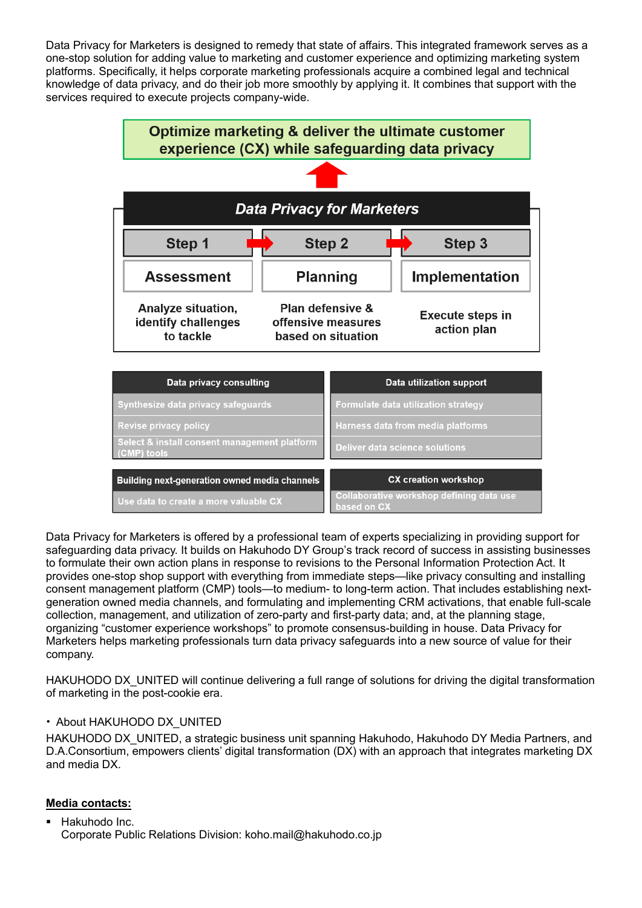Data Privacy for Marketers is designed to remedy that state of affairs. This integrated framework serves as a one-stop solution for adding value to marketing and customer experience and optimizing marketing system platforms. Specifically, it helps corporate marketing professionals acquire a combined legal and technical knowledge of data privacy, and do their job more smoothly by applying it. It combines that support with the services required to execute projects company-wide.

**Optimize marketing & deliver the ultimate customer experience (CX) while safeguarding data privacy**

***Data Privacy for Marketers***

| Step 1 | Step 2 | Step 3 |
|---|---|---|
| **Assessment** | **Planning** | **Implementation** |
| Analyze situation, identify challenges to tackle | Plan defensive & offensive measures based on situation | Execute steps in action plan |

| Data privacy consulting | Data utilization support |
|---|---|
| Synthesize data privacy safeguards | Formulate data utilization strategy |
| Revise privacy policy | Harness data from media platforms |
| Select & install consent management platform (CMP) tools | Deliver data science solutions |

| Building next-generation owned media channels | CX creation workshop |
|---|---|
| Use data to create a more valuable CX | Collaborative workshop defining data use based on CX |

Data Privacy for Marketers is offered by a professional team of experts specializing in providing support for safeguarding data privacy. It builds on Hakuhodo DY Group's track record of success in assisting businesses to formulate their own action plans in response to revisions to the Personal Information Protection Act. It provides one-stop shop support with everything from immediate steps—like privacy consulting and installing consent management platform (CMP) tools—to medium- to long-term action. That includes establishing next-generation owned media channels, and formulating and implementing CRM activations, that enable full-scale collection, management, and utilization of zero-party and first-party data; and, at the planning stage, organizing "customer experience workshops" to promote consensus-building in house. Data Privacy for Marketers helps marketing professionals turn data privacy safeguards into a new source of value for their company.

HAKUHODO DX_UNITED will continue delivering a full range of solutions for driving the digital transformation of marketing in the post-cookie era.

・About HAKUHODO DX_UNITED

HAKUHODO DX_UNITED, a strategic business unit spanning Hakuhodo, Hakuhodo DY Media Partners, and D.A.Consortium, empowers clients' digital transformation (DX) with an approach that integrates marketing DX and media DX.

**Media contacts:**

- Hakuhodo Inc.
  Corporate Public Relations Division: koho.mail@hakuhodo.co.jp